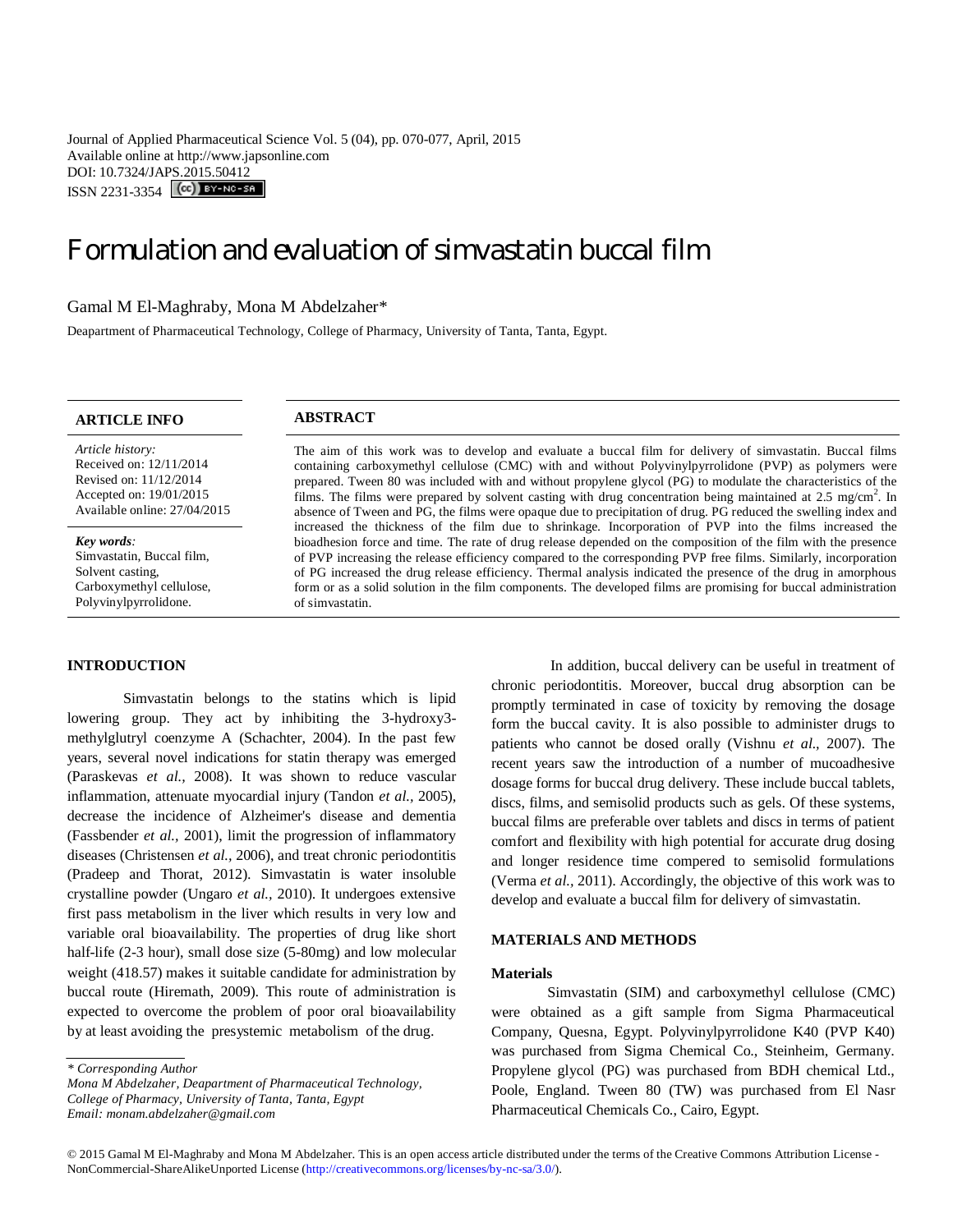Journal of Applied Pharmaceutical Science Vol. 5 (04), pp. 070-077, April, 2015
Available online at http://www.japsonline.com
DOI: 10.7324/JAPS.2015.50412
ISSN 2231-3354

# Formulation and evaluation of simvastatin buccal film

Gamal M El-Maghraby, Mona M Abdelzaher*

Deapartment of Pharmaceutical Technology, College of Pharmacy, University of Tanta, Tanta, Egypt.

## ARTICLE INFO

*Article history:*
Received on: 12/11/2014
Revised on: 11/12/2014
Accepted on: 19/01/2015
Available online: 27/04/2015

*Key words:*
Simvastatin, Buccal film, Solvent casting, Carboxymethyl cellulose, Polyvinylpyrrolidone.

## ABSTRACT

The aim of this work was to develop and evaluate a buccal film for delivery of simvastatin. Buccal films containing carboxymethyl cellulose (CMC) with and without Polyvinylpyrrolidone (PVP) as polymers were prepared. Tween 80 was included with and without propylene glycol (PG) to modulate the characteristics of the films. The films were prepared by solvent casting with drug concentration being maintained at 2.5 mg/cm$^2$. In absence of Tween and PG, the films were opaque due to precipitation of drug. PG reduced the swelling index and increased the thickness of the film due to shrinkage. Incorporation of PVP into the films increased the bioadhesion force and time. The rate of drug release depended on the composition of the film with the presence of PVP increasing the release efficiency compared to the corresponding PVP free films. Similarly, incorporation of PG increased the drug release efficiency. Thermal analysis indicated the presence of the drug in amorphous form or as a solid solution in the film components. The developed films are promising for buccal administration of simvastatin.

## INTRODUCTION

Simvastatin belongs to the statins which is lipid lowering group. They act by inhibiting the 3-hydroxy3-methylglutryl coenzyme A (Schachter, 2004). In the past few years, several novel indications for statin therapy was emerged (Paraskevas *et al.,* 2008). It was shown to reduce vascular inflammation, attenuate myocardial injury (Tandon *et al.,* 2005), decrease the incidence of Alzheimer's disease and dementia (Fassbender *et al.,* 2001), limit the progression of inflammatory diseases (Christensen *et al.,* 2006), and treat chronic periodontitis (Pradeep and Thorat, 2012). Simvastatin is water insoluble crystalline powder (Ungaro *et al.,* 2010). It undergoes extensive first pass metabolism in the liver which results in very low and variable oral bioavailability. The properties of drug like short half-life (2-3 hour), small dose size (5-80mg) and low molecular weight (418.57) makes it suitable candidate for administration by buccal route (Hiremath, 2009). This route of administration is expected to overcome the problem of poor oral bioavailability by at least avoiding the presystemic metabolism of the drug.

In addition, buccal delivery can be useful in treatment of chronic periodontitis. Moreover, buccal drug absorption can be promptly terminated in case of toxicity by removing the dosage form the buccal cavity. It is also possible to administer drugs to patients who cannot be dosed orally (Vishnu *et al.,* 2007). The recent years saw the introduction of a number of mucoadhesive dosage forms for buccal drug delivery. These include buccal tablets, discs, films, and semisolid products such as gels. Of these systems, buccal films are preferable over tablets and discs in terms of patient comfort and flexibility with high potential for accurate drug dosing and longer residence time compered to semisolid formulations (Verma *et al.,* 2011). Accordingly, the objective of this work was to develop and evaluate a buccal film for delivery of simvastatin.

## MATERIALS AND METHODS

### Materials

Simvastatin (SIM) and carboxymethyl cellulose (CMC) were obtained as a gift sample from Sigma Pharmaceutical Company, Quesna, Egypt. Polyvinylpyrrolidone K40 (PVP K40) was purchased from Sigma Chemical Co., Steinheim, Germany. Propylene glycol (PG) was purchased from BDH chemical Ltd., Poole, England. Tween 80 (TW) was purchased from El Nasr Pharmaceutical Chemicals Co., Cairo, Egypt.

\* Corresponding Author
*Mona M Abdelzaher, Deapartment of Pharmaceutical Technology, College of Pharmacy, University of Tanta, Tanta, Egypt*
*Email: monam.abdelzaher@gmail.com*

© 2015 Gamal M El-Maghraby and Mona M Abdelzaher. This is an open access article distributed under the terms of the Creative Commons Attribution License -NonCommercial-ShareAlikeUnported License (http://creativecommons.org/licenses/by-nc-sa/3.0/).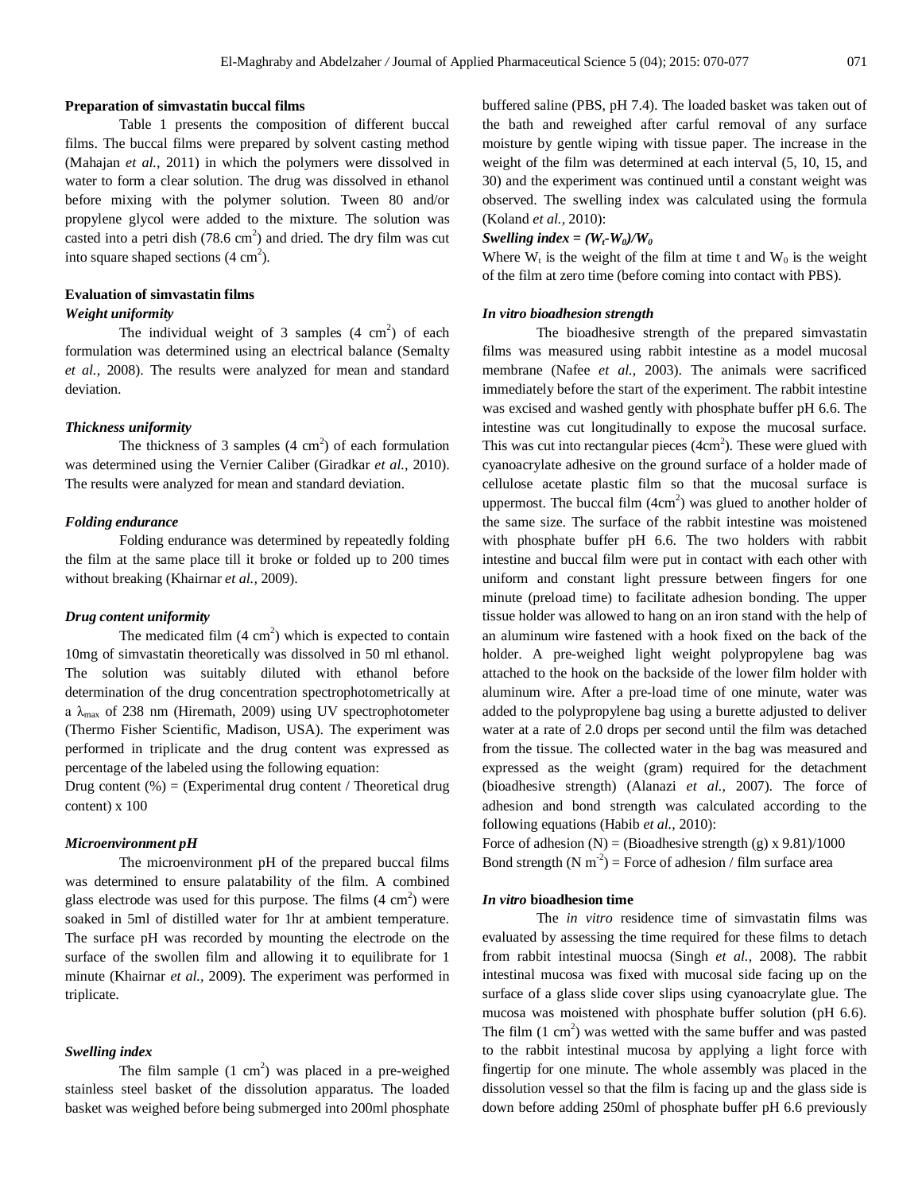### Preparation of simvastatin buccal films

Table 1 presents the composition of different buccal films. The buccal films were prepared by solvent casting method (Mahajan *et al.,* 2011) in which the polymers were dissolved in water to form a clear solution. The drug was dissolved in ethanol before mixing with the polymer solution. Tween 80 and/or propylene glycol were added to the mixture. The solution was casted into a petri dish (78.6 $cm^2$) and dried. The dry film was cut into square shaped sections (4 $cm^2$).

### Evaluation of simvastatin films

#### *Weight uniformity*

The individual weight of 3 samples (4 $cm^2$) of each formulation was determined using an electrical balance (Semalty *et al.,* 2008). The results were analyzed for mean and standard deviation.

#### *Thickness uniformity*

The thickness of 3 samples (4 $cm^2$) of each formulation was determined using the Vernier Caliber (Giradkar *et al.,* 2010). The results were analyzed for mean and standard deviation.

#### *Folding endurance*

Folding endurance was determined by repeatedly folding the film at the same place till it broke or folded up to 200 times without breaking (Khairnar *et al.,* 2009).

#### *Drug content uniformity*

The medicated film (4 $cm^2$) which is expected to contain 10mg of simvastatin theoretically was dissolved in 50 ml ethanol. The solution was suitably diluted with ethanol before determination of the drug concentration spectrophotometrically at a $\lambda_{max}$ of 238 nm (Hiremath, 2009) using UV spectrophotometer (Thermo Fisher Scientific, Madison, USA). The experiment was performed in triplicate and the drug content was expressed as percentage of the labeled using the following equation:

Drug content (%) = (Experimental drug content / Theoretical drug content) x 100

#### *Microenvironment pH*

The microenvironment pH of the prepared buccal films was determined to ensure palatability of the film. A combined glass electrode was used for this purpose. The films (4 $cm^2$) were soaked in 5ml of distilled water for 1hr at ambient temperature. The surface pH was recorded by mounting the electrode on the surface of the swollen film and allowing it to equilibrate for 1 minute (Khairnar *et al.,* 2009). The experiment was performed in triplicate.

#### *Swelling index*

The film sample (1 $cm^2$) was placed in a pre-weighed stainless steel basket of the dissolution apparatus. The loaded basket was weighed before being submerged into 200ml phosphate buffered saline (PBS, pH 7.4). The loaded basket was taken out of the bath and reweighed after carful removal of any surface moisture by gentle wiping with tissue paper. The increase in the weight of the film was determined at each interval (5, 10, 15, and 30) and the experiment was continued until a constant weight was observed. The swelling index was calculated using the formula (Koland *et al.,* 2010):

***Swelling index*** $= (W_t - W_0)/W_0$

Where $W_t$ is the weight of the film at time t and $W_0$ is the weight of the film at zero time (before coming into contact with PBS).

#### *In vitro bioadhesion strength*

The bioadhesive strength of the prepared simvastatin films was measured using rabbit intestine as a model mucosal membrane (Nafee *et al.,* 2003). The animals were sacrificed immediately before the start of the experiment. The rabbit intestine was excised and washed gently with phosphate buffer pH 6.6. The intestine was cut longitudinally to expose the mucosal surface. This was cut into rectangular pieces (4$cm^2$). These were glued with cyanoacrylate adhesive on the ground surface of a holder made of cellulose acetate plastic film so that the mucosal surface is uppermost. The buccal film (4$cm^2$) was glued to another holder of the same size. The surface of the rabbit intestine was moistened with phosphate buffer pH 6.6. The two holders with rabbit intestine and buccal film were put in contact with each other with uniform and constant light pressure between fingers for one minute (preload time) to facilitate adhesion bonding. The upper tissue holder was allowed to hang on an iron stand with the help of an aluminum wire fastened with a hook fixed on the back of the holder. A pre-weighed light weight polypropylene bag was attached to the hook on the backside of the lower film holder with aluminum wire. After a pre-load time of one minute, water was added to the polypropylene bag using a burette adjusted to deliver water at a rate of 2.0 drops per second until the film was detached from the tissue. The collected water in the bag was measured and expressed as the weight (gram) required for the detachment (bioadhesive strength) (Alanazi *et al.,* 2007). The force of adhesion and bond strength was calculated according to the following equations (Habib *et al.,* 2010):

Force of adhesion (N) = (Bioadhesive strength (g) x 9.81)/1000

Bond strength (N $m^{-2}$) = Force of adhesion / film surface area

#### *In vitro* bioadhesion time

The *in vitro* residence time of simvastatin films was evaluated by assessing the time required for these films to detach from rabbit intestinal muocsa (Singh *et al.,* 2008). The rabbit intestinal mucosa was fixed with mucosal side facing up on the surface of a glass slide cover slips using cyanoacrylate glue. The mucosa was moistened with phosphate buffer solution (pH 6.6). The film (1 $cm^2$) was wetted with the same buffer and was pasted to the rabbit intestinal mucosa by applying a light force with fingertip for one minute. The whole assembly was placed in the dissolution vessel so that the film is facing up and the glass side is down before adding 250ml of phosphate buffer pH 6.6 previously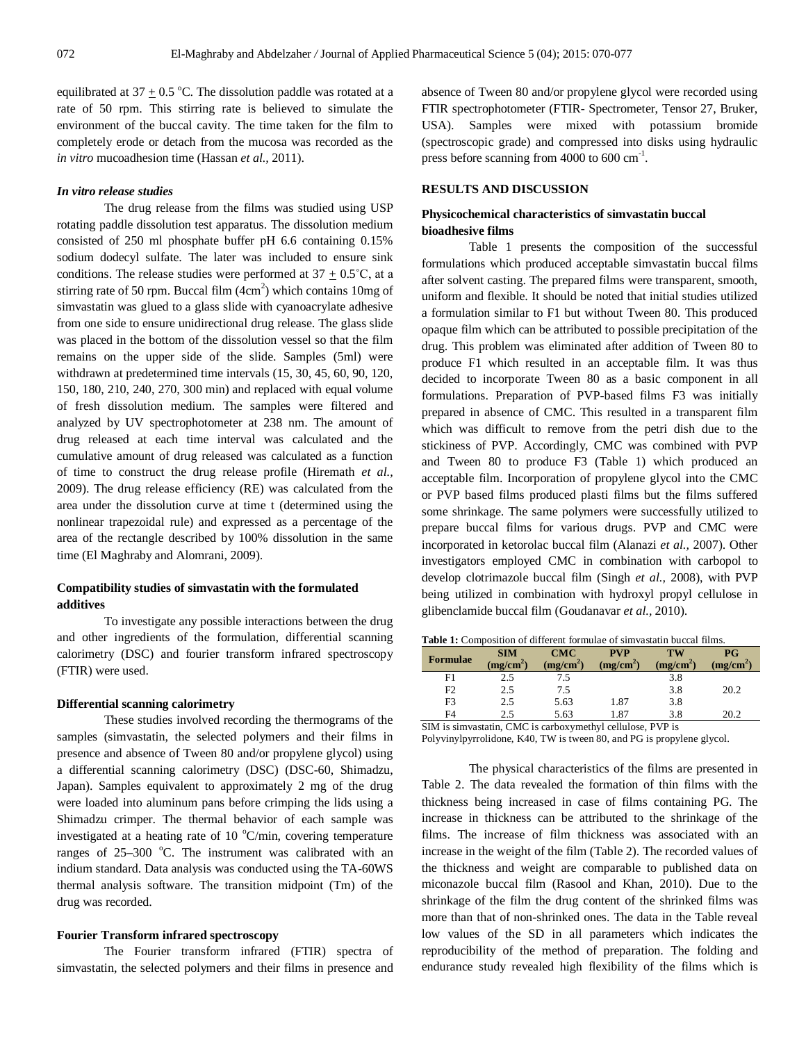equilibrated at 37 ± 0.5 °C. The dissolution paddle was rotated at a rate of 50 rpm. This stirring rate is believed to simulate the environment of the buccal cavity. The time taken for the film to completely erode or detach from the mucosa was recorded as the *in vitro* mucoadhesion time (Hassan *et al.,* 2011).

#### *In vitro release studies*

The drug release from the films was studied using USP rotating paddle dissolution test apparatus. The dissolution medium consisted of 250 ml phosphate buffer pH 6.6 containing 0.15% sodium dodecyl sulfate. The later was included to ensure sink conditions. The release studies were performed at 37 ± 0.5˚C, at a stirring rate of 50 rpm. Buccal film (4cm$^2$) which contains 10mg of simvastatin was glued to a glass slide with cyanoacrylate adhesive from one side to ensure unidirectional drug release. The glass slide was placed in the bottom of the dissolution vessel so that the film remains on the upper side of the slide. Samples (5ml) were withdrawn at predetermined time intervals (15, 30, 45, 60, 90, 120, 150, 180, 210, 240, 270, 300 min) and replaced with equal volume of fresh dissolution medium. The samples were filtered and analyzed by UV spectrophotometer at 238 nm. The amount of drug released at each time interval was calculated and the cumulative amount of drug released was calculated as a function of time to construct the drug release profile (Hiremath *et al.,* 2009). The drug release efficiency (RE) was calculated from the area under the dissolution curve at time t (determined using the nonlinear trapezoidal rule) and expressed as a percentage of the area of the rectangle described by 100% dissolution in the same time (El Maghraby and Alomrani, 2009).

### Compatibility studies of simvastatin with the formulated additives

To investigate any possible interactions between the drug and other ingredients of the formulation, differential scanning calorimetry (DSC) and fourier transform infrared spectroscopy (FTIR) were used.

#### Differential scanning calorimetry

These studies involved recording the thermograms of the samples (simvastatin, the selected polymers and their films in presence and absence of Tween 80 and/or propylene glycol) using a differential scanning calorimetry (DSC) (DSC-60, Shimadzu, Japan). Samples equivalent to approximately 2 mg of the drug were loaded into aluminum pans before crimping the lids using a Shimadzu crimper. The thermal behavior of each sample was investigated at a heating rate of 10 °C/min, covering temperature ranges of 25–300 °C. The instrument was calibrated with an indium standard. Data analysis was conducted using the TA-60WS thermal analysis software. The transition midpoint (Tm) of the drug was recorded.

#### Fourier Transform infrared spectroscopy

The Fourier transform infrared (FTIR) spectra of simvastatin, the selected polymers and their films in presence and absence of Tween 80 and/or propylene glycol were recorded using FTIR spectrophotometer (FTIR- Spectrometer, Tensor 27, Bruker, USA). Samples were mixed with potassium bromide (spectroscopic grade) and compressed into disks using hydraulic press before scanning from 4000 to 600 cm$^{-1}$.

## RESULTS AND DISCUSSION

### Physicochemical characteristics of simvastatin buccal bioadhesive films

Table 1 presents the composition of the successful formulations which produced acceptable simvastatin buccal films after solvent casting. The prepared films were transparent, smooth, uniform and flexible. It should be noted that initial studies utilized a formulation similar to F1 but without Tween 80. This produced opaque film which can be attributed to possible precipitation of the drug. This problem was eliminated after addition of Tween 80 to produce F1 which resulted in an acceptable film. It was thus decided to incorporate Tween 80 as a basic component in all formulations. Preparation of PVP-based films F3 was initially prepared in absence of CMC. This resulted in a transparent film which was difficult to remove from the petri dish due to the stickiness of PVP. Accordingly, CMC was combined with PVP and Tween 80 to produce F3 (Table 1) which produced an acceptable film. Incorporation of propylene glycol into the CMC or PVP based films produced plasti films but the films suffered some shrinkage. The same polymers were successfully utilized to prepare buccal films for various drugs. PVP and CMC were incorporated in ketorolac buccal film (Alanazi *et al.,* 2007). Other investigators employed CMC in combination with carbopol to develop clotrimazole buccal film (Singh *et al.,* 2008), with PVP being utilized in combination with hydroxyl propyl cellulose in glibenclamide buccal film (Goudanavar *et al.,* 2010).

**Table 1:** Composition of different formulae of simvastatin buccal films.

| Formulae | SIM (mg/cm$^2$) | CMC (mg/cm$^2$) | PVP (mg/cm$^2$) | TW (mg/cm$^2$) | PG (mg/cm$^2$) |
|---|---|---|---|---|---|
| F1 | 2.5 | 7.5 | | 3.8 | |
| F2 | 2.5 | 7.5 | | 3.8 | 20.2 |
| F3 | 2.5 | 5.63 | 1.87 | 3.8 | |
| F4 | 2.5 | 5.63 | 1.87 | 3.8 | 20.2 |

SIM is simvastatin, CMC is carboxymethyl cellulose, PVP is Polyvinylpyrrolidone, K40, TW is tween 80, and PG is propylene glycol.

The physical characteristics of the films are presented in Table 2. The data revealed the formation of thin films with the thickness being increased in case of films containing PG. The increase in thickness can be attributed to the shrinkage of the films. The increase of film thickness was associated with an increase in the weight of the film (Table 2). The recorded values of the thickness and weight are comparable to published data on miconazole buccal film (Rasool and Khan, 2010). Due to the shrinkage of the film the drug content of the shrinked films was more than that of non-shrinked ones. The data in the Table reveal low values of the SD in all parameters which indicates the reproducibility of the method of preparation. The folding and endurance study revealed high flexibility of the films which is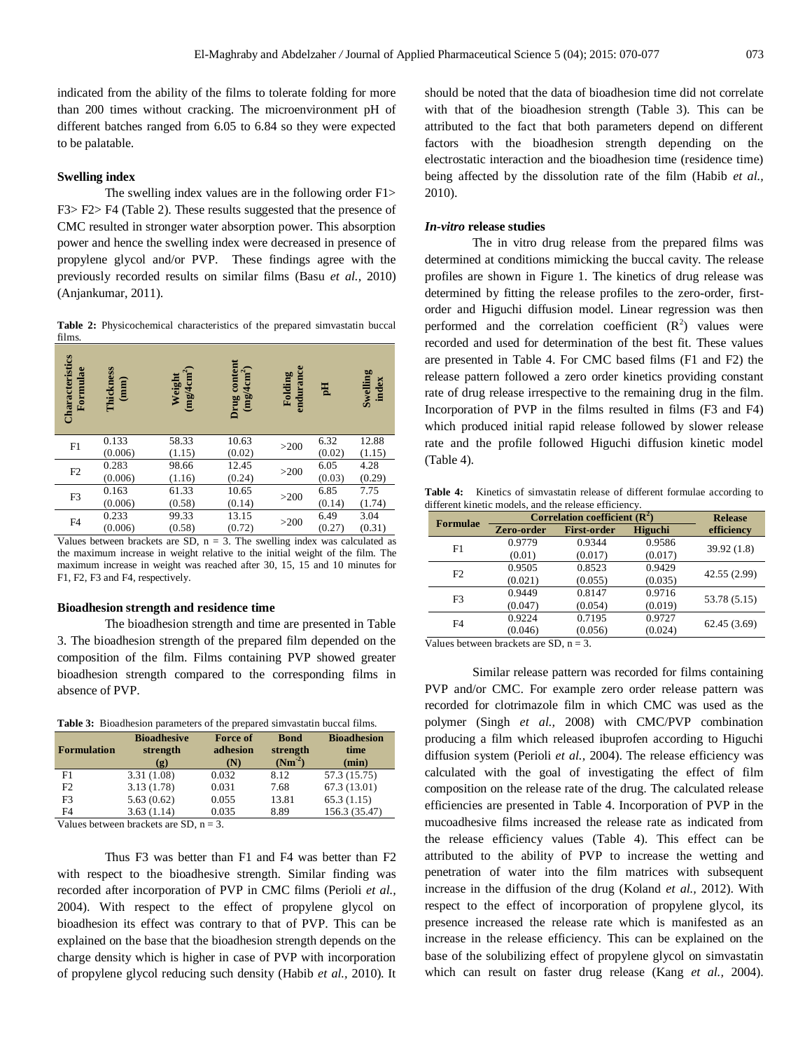indicated from the ability of the films to tolerate folding for more than 200 times without cracking. The microenvironment pH of different batches ranged from 6.05 to 6.84 so they were expected to be palatable.

### Swelling index

The swelling index values are in the following order F1> F3> F2> F4 (Table 2). These results suggested that the presence of CMC resulted in stronger water absorption power. This absorption power and hence the swelling index were decreased in presence of propylene glycol and/or PVP. These findings agree with the previously recorded results on similar films (Basu *et al.,* 2010) (Anjankumar, 2011).

**Table 2:** Physicochemical characteristics of the prepared simvastatin buccal films.

| Characteristics Formulae | Thickness (mm) | Weight (mg/4cm$^2$) | Drug content (mg/4cm$^2$) | Folding endurance | pH | Swelling index |
|---|---|---|---|---|---|---|
| F1 | 0.133 (0.006) | 58.33 (1.15) | 10.63 (0.02) | >200 | 6.32 (0.02) | 12.88 (1.15) |
| F2 | 0.283 (0.006) | 98.66 (1.16) | 12.45 (0.24) | >200 | 6.05 (0.03) | 4.28 (0.29) |
| F3 | 0.163 (0.006) | 61.33 (0.58) | 10.65 (0.14) | >200 | 6.85 (0.14) | 7.75 (1.74) |
| F4 | 0.233 (0.006) | 99.33 (0.58) | 13.15 (0.72) | >200 | 6.49 (0.27) | 3.04 (0.31) |

Values between brackets are SD, n = 3. The swelling index was calculated as the maximum increase in weight relative to the initial weight of the film. The maximum increase in weight was reached after 30, 15, 15 and 10 minutes for F1, F2, F3 and F4, respectively.

### Bioadhesion strength and residence time

The bioadhesion strength and time are presented in Table 3. The bioadhesion strength of the prepared film depended on the composition of the film. Films containing PVP showed greater bioadhesion strength compared to the corresponding films in absence of PVP.

**Table 3:** Bioadhesion parameters of the prepared simvastatin buccal films.

| Formulation | Bioadhesive strength (g) | Force of adhesion (N) | Bond strength (Nm$^{-2}$) | Bioadhesion time (min) |
|---|---|---|---|---|
| F1 | 3.31 (1.08) | 0.032 | 8.12 | 57.3 (15.75) |
| F2 | 3.13 (1.78) | 0.031 | 7.68 | 67.3 (13.01) |
| F3 | 5.63 (0.62) | 0.055 | 13.81 | 65.3 (1.15) |
| F4 | 3.63 (1.14) | 0.035 | 8.89 | 156.3 (35.47) |

Values between brackets are SD, n = 3.

Thus F3 was better than F1 and F4 was better than F2 with respect to the bioadhesive strength. Similar finding was recorded after incorporation of PVP in CMC films (Perioli *et al.,* 2004). With respect to the effect of propylene glycol on bioadhesion its effect was contrary to that of PVP. This can be explained on the base that the bioadhesion strength depends on the charge density which is higher in case of PVP with incorporation of propylene glycol reducing such density (Habib *et al.,* 2010). It should be noted that the data of bioadhesion time did not correlate with that of the bioadhesion strength (Table 3). This can be attributed to the fact that both parameters depend on different factors with the bioadhesion strength depending on the electrostatic interaction and the bioadhesion time (residence time) being affected by the dissolution rate of the film (Habib *et al.,* 2010).

### *In-vitro* release studies

The in vitro drug release from the prepared films was determined at conditions mimicking the buccal cavity. The release profiles are shown in Figure 1. The kinetics of drug release was determined by fitting the release profiles to the zero-order, first-order and Higuchi diffusion model. Linear regression was then performed and the correlation coefficient ($R^2$) values were recorded and used for determination of the best fit. These values are presented in Table 4. For CMC based films (F1 and F2) the release pattern followed a zero order kinetics providing constant rate of drug release irrespective to the remaining drug in the film. Incorporation of PVP in the films resulted in films (F3 and F4) which produced initial rapid release followed by slower release rate and the profile followed Higuchi diffusion kinetic model (Table 4).

**Table 4:** Kinetics of simvastatin release of different formulae according to different kinetic models, and the release efficiency.

| Formulae | Correlation coefficient ($R^2$) | | | Release efficiency |
|---|---|---|---|---|
| | Zero-order | First-order | Higuchi | |
| F1 | 0.9779 (0.01) | 0.9344 (0.017) | 0.9586 (0.017) | 39.92 (1.8) |
| F2 | 0.9505 (0.021) | 0.8523 (0.055) | 0.9429 (0.035) | 42.55 (2.99) |
| F3 | 0.9449 (0.047) | 0.8147 (0.054) | 0.9716 (0.019) | 53.78 (5.15) |
| F4 | 0.9224 (0.046) | 0.7195 (0.056) | 0.9727 (0.024) | 62.45 (3.69) |

Values between brackets are SD, n = 3.

Similar release pattern was recorded for films containing PVP and/or CMC. For example zero order release pattern was recorded for clotrimazole film in which CMC was used as the polymer (Singh *et al.,* 2008) with CMC/PVP combination producing a film which released ibuprofen according to Higuchi diffusion system (Perioli *et al.,* 2004). The release efficiency was calculated with the goal of investigating the effect of film composition on the release rate of the drug. The calculated release efficiencies are presented in Table 4. Incorporation of PVP in the mucoadhesive films increased the release rate as indicated from the release efficiency values (Table 4). This effect can be attributed to the ability of PVP to increase the wetting and penetration of water into the film matrices with subsequent increase in the diffusion of the drug (Koland *et al.,* 2012). With respect to the effect of incorporation of propylene glycol, its presence increased the release rate which is manifested as an increase in the release efficiency. This can be explained on the base of the solubilizing effect of propylene glycol on simvastatin which can result on faster drug release (Kang *et al.,* 2004).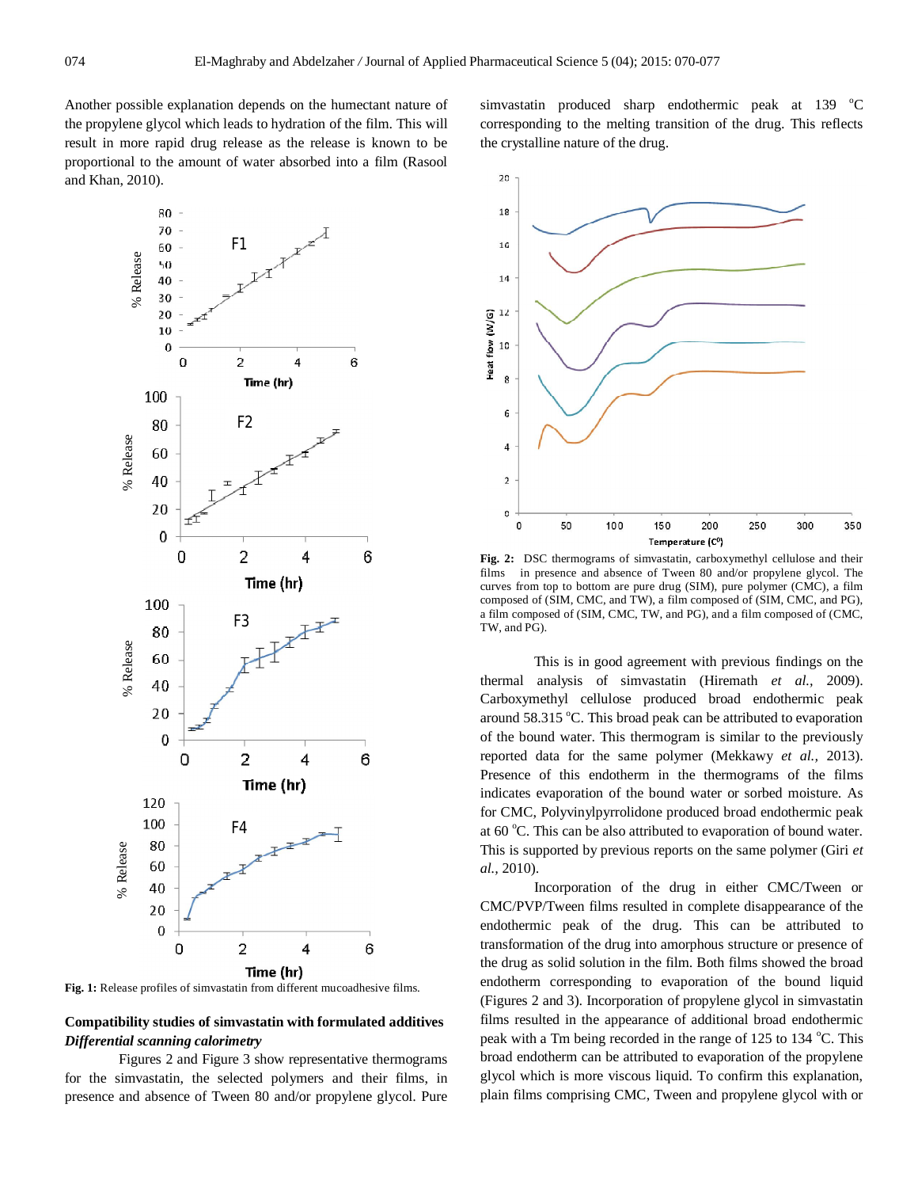Another possible explanation depends on the humectant nature of the propylene glycol which leads to hydration of the film. This will result in more rapid drug release as the release is known to be proportional to the amount of water absorbed into a film (Rasool and Khan, 2010).

**Fig. 1:** Release profiles of simvastatin from different mucoadhesive films.

## Compatibility studies of simvastatin with formulated additives

### *Differential scanning calorimetry*

Figures 2 and Figure 3 show representative thermograms for the simvastatin, the selected polymers and their films, in presence and absence of Tween 80 and/or propylene glycol. Pure simvastatin produced sharp endothermic peak at 139 °C corresponding to the melting transition of the drug. This reflects the crystalline nature of the drug.

**Fig. 2:** DSC thermograms of simvastatin, carboxymethyl cellulose and their films in presence and absence of Tween 80 and/or propylene glycol. The curves from top to bottom are pure drug (SIM), pure polymer (CMC), a film composed of (SIM, CMC, and TW), a film composed of (SIM, CMC, and PG), a film composed of (SIM, CMC, TW, and PG), and a film composed of (CMC, TW, and PG).

This is in good agreement with previous findings on the thermal analysis of simvastatin (Hiremath *et al.,* 2009). Carboxymethyl cellulose produced broad endothermic peak around 58.315 °C. This broad peak can be attributed to evaporation of the bound water. This thermogram is similar to the previously reported data for the same polymer (Mekkawy *et al.,* 2013). Presence of this endotherm in the thermograms of the films indicates evaporation of the bound water or sorbed moisture. As for CMC, Polyvinylpyrrolidone produced broad endothermic peak at 60 °C. This can be also attributed to evaporation of bound water. This is supported by previous reports on the same polymer (Giri *et al.,* 2010).

Incorporation of the drug in either CMC/Tween or CMC/PVP/Tween films resulted in complete disappearance of the endothermic peak of the drug. This can be attributed to transformation of the drug into amorphous structure or presence of the drug as solid solution in the film. Both films showed the broad endotherm corresponding to evaporation of the bound liquid (Figures 2 and 3). Incorporation of propylene glycol in simvastatin films resulted in the appearance of additional broad endothermic peak with a Tm being recorded in the range of 125 to 134 °C. This broad endotherm can be attributed to evaporation of the propylene glycol which is more viscous liquid. To confirm this explanation, plain films comprising CMC, Tween and propylene glycol with or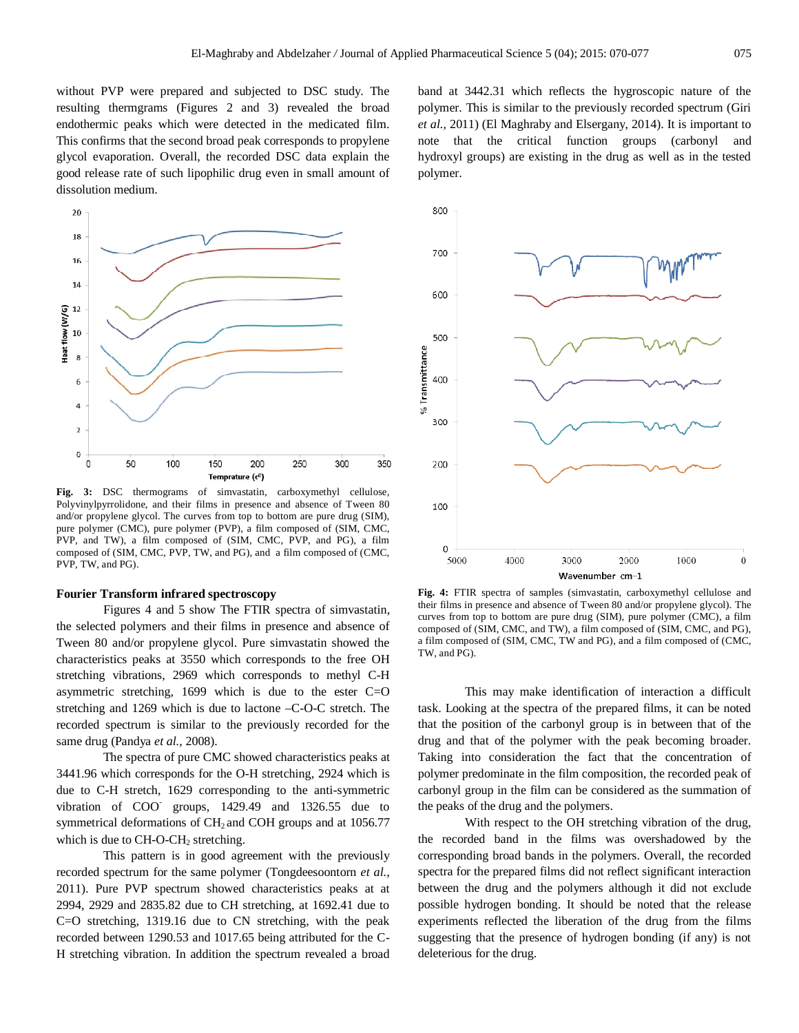without PVP were prepared and subjected to DSC study. The resulting thermgrams (Figures 2 and 3) revealed the broad endothermic peaks which were detected in the medicated film. This confirms that the second broad peak corresponds to propylene glycol evaporation. Overall, the recorded DSC data explain the good release rate of such lipophilic drug even in small amount of dissolution medium.

**Fig. 3:** DSC thermograms of simvastatin, carboxymethyl cellulose, Polyvinylpyrrolidone, and their films in presence and absence of Tween 80 and/or propylene glycol. The curves from top to bottom are pure drug (SIM), pure polymer (CMC), pure polymer (PVP), a film composed of (SIM, CMC, PVP, and TW), a film composed of (SIM, CMC, PVP, and PG), a film composed of (SIM, CMC, PVP, TW, and PG), and a film composed of (CMC, PVP, TW, and PG).

### Fourier Transform infrared spectroscopy

Figures 4 and 5 show The FTIR spectra of simvastatin, the selected polymers and their films in presence and absence of Tween 80 and/or propylene glycol. Pure simvastatin showed the characteristics peaks at 3550 which corresponds to the free OH stretching vibrations, 2969 which corresponds to methyl C-H asymmetric stretching, 1699 which is due to the ester C=O stretching and 1269 which is due to lactone –C-O-C stretch. The recorded spectrum is similar to the previously recorded for the same drug (Pandya *et al.,* 2008).

The spectra of pure CMC showed characteristics peaks at 3441.96 which corresponds for the O-H stretching, 2924 which is due to C-H stretch, 1629 corresponding to the anti-symmetric vibration of $COO^-$ groups, 1429.49 and 1326.55 due to symmetrical deformations of $CH_2$ and COH groups and at 1056.77 which is due to CH-O-$CH_2$ stretching.

This pattern is in good agreement with the previously recorded spectrum for the same polymer (Tongdeesoontorn *et al.,* 2011). Pure PVP spectrum showed characteristics peaks at at 2994, 2929 and 2835.82 due to CH stretching, at 1692.41 due to C=O stretching, 1319.16 due to CN stretching, with the peak recorded between 1290.53 and 1017.65 being attributed for the C-H stretching vibration. In addition the spectrum revealed a broad band at 3442.31 which reflects the hygroscopic nature of the polymer. This is similar to the previously recorded spectrum (Giri *et al.,* 2011) (El Maghraby and Elsergany, 2014). It is important to note that the critical function groups (carbonyl and hydroxyl groups) are existing in the drug as well as in the tested polymer.

**Fig. 4:** FTIR spectra of samples (simvastatin, carboxymethyl cellulose and their films in presence and absence of Tween 80 and/or propylene glycol). The curves from top to bottom are pure drug (SIM), pure polymer (CMC), a film composed of (SIM, CMC, and TW), a film composed of (SIM, CMC, and PG), a film composed of (SIM, CMC, TW and PG), and a film composed of (CMC, TW, and PG).

This may make identification of interaction a difficult task. Looking at the spectra of the prepared films, it can be noted that the position of the carbonyl group is in between that of the drug and that of the polymer with the peak becoming broader. Taking into consideration the fact that the concentration of polymer predominate in the film composition, the recorded peak of carbonyl group in the film can be considered as the summation of the peaks of the drug and the polymers.

With respect to the OH stretching vibration of the drug, the recorded band in the films was overshadowed by the corresponding broad bands in the polymers. Overall, the recorded spectra for the prepared films did not reflect significant interaction between the drug and the polymers although it did not exclude possible hydrogen bonding. It should be noted that the release experiments reflected the liberation of the drug from the films suggesting that the presence of hydrogen bonding (if any) is not deleterious for the drug.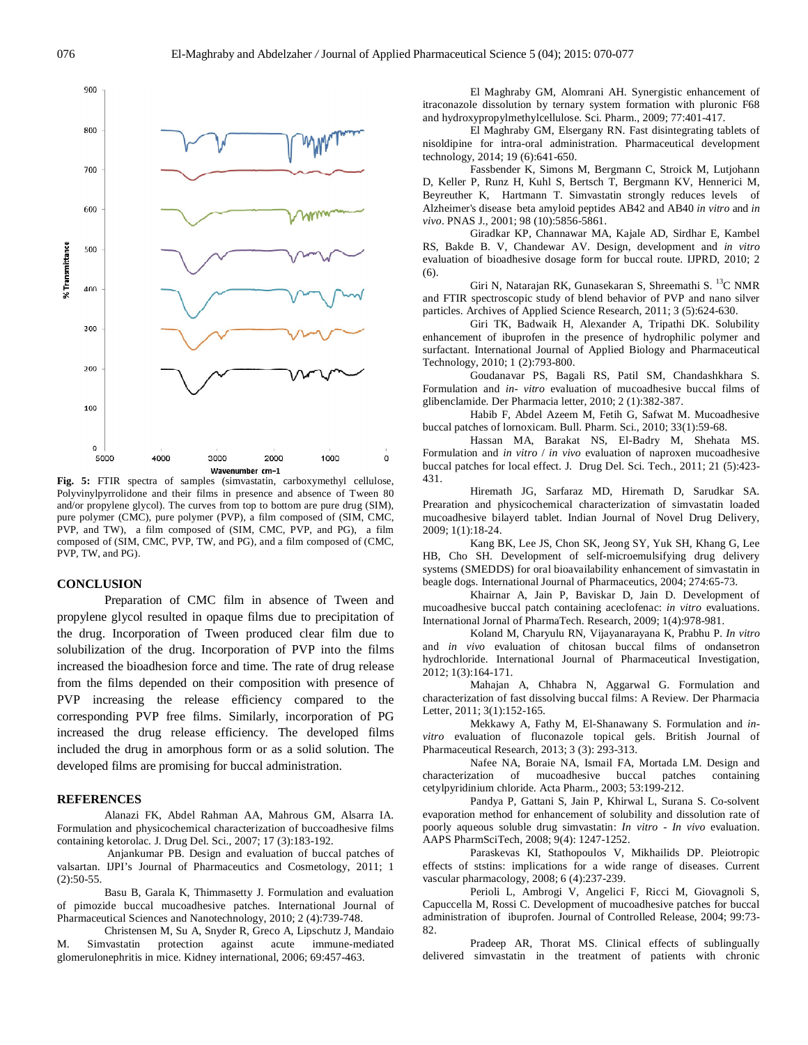Fig. 5: FTIR spectra of samples (simvastatin, carboxymethyl cellulose, Polyvinylpyrrolidone and their films in presence and absence of Tween 80 and/or propylene glycol). The curves from top to bottom are pure drug (SIM), pure polymer (CMC), pure polymer (PVP), a film composed of (SIM, CMC, PVP, and TW), a film composed of (SIM, CMC, PVP, and PG), a film composed of (SIM, CMC, PVP, TW, and PG), and a film composed of (CMC, PVP, TW, and PG).

## CONCLUSION

Preparation of CMC film in absence of Tween and propylene glycol resulted in opaque films due to precipitation of the drug. Incorporation of Tween produced clear film due to solubilization of the drug. Incorporation of PVP into the films increased the bioadhesion force and time. The rate of drug release from the films depended on their composition with presence of PVP increasing the release efficiency compared to the corresponding PVP free films. Similarly, incorporation of PG increased the drug release efficiency. The developed films included the drug in amorphous form or as a solid solution. The developed films are promising for buccal administration.

## REFERENCES

Alanazi FK, Abdel Rahman AA, Mahrous GM, Alsarra IA. Formulation and physicochemical characterization of buccoadhesive films containing ketorolac. J. Drug Del. Sci., 2007; 17 (3):183-192.

Anjankumar PB. Design and evaluation of buccal patches of valsartan. IJPI's Journal of Pharmaceutics and Cosmetology, 2011; 1 (2):50-55.

Basu B, Garala K, Thimmasetty J. Formulation and evaluation of pimozide buccal mucoadhesive patches. International Journal of Pharmaceutical Sciences and Nanotechnology, 2010; 2 (4):739-748.

Christensen M, Su A, Snyder R, Greco A, Lipschutz J, Mandaio M. Simvastatin protection against acute immune-mediated glomerulonephritis in mice. Kidney international, 2006; 69:457-463.

El Maghraby GM, Alomrani AH. Synergistic enhancement of itraconazole dissolution by ternary system formation with pluronic F68 and hydroxypropylmethylcellulose. Sci. Pharm., 2009; 77:401-417.

El Maghraby GM, Elsergany RN. Fast disintegrating tablets of nisoldipine for intra-oral administration. Pharmaceutical development technology, 2014; 19 (6):641-650.

Fassbender K, Simons M, Bergmann C, Stroick M, Lutjohann D, Keller P, Runz H, Kuhl S, Bertsch T, Bergmann KV, Hennerici M, Beyreuther K, Hartmann T. Simvastatin strongly reduces levels of Alzheimer's disease beta amyloid peptides AB42 and AB40 *in vitro* and *in vivo*. PNAS J., 2001; 98 (10):5856-5861.

Giradkar KP, Channawar MA, Kajale AD, Sirdhar E, Kambel RS, Bakde B. V, Chandewar AV. Design, development and *in vitro* evaluation of bioadhesive dosage form for buccal route. IJPRD, 2010; 2 (6).

Giri N, Natarajan RK, Gunasekaran S, Shreemathi S. $^{13}C$ NMR and FTIR spectroscopic study of blend behavior of PVP and nano silver particles. Archives of Applied Science Research, 2011; 3 (5):624-630.

Giri TK, Badwaik H, Alexander A, Tripathi DK. Solubility enhancement of ibuprofen in the presence of hydrophilic polymer and surfactant. International Journal of Applied Biology and Pharmaceutical Technology, 2010; 1 (2):793-800.

Goudanavar PS, Bagali RS, Patil SM, Chandashkhara S. Formulation and *in- vitro* evaluation of mucoadhesive buccal films of glibenclamide. Der Pharmacia letter, 2010; 2 (1):382-387.

Habib F, Abdel Azeem M, Fetih G, Safwat M. Mucoadhesive buccal patches of lornoxicam. Bull. Pharm. Sci., 2010; 33(1):59-68.

Hassan MA, Barakat NS, El-Badry M, Shehata MS. Formulation and *in vitro* / *in vivo* evaluation of naproxen mucoadhesive buccal patches for local effect. J. Drug Del. Sci. Tech., 2011; 21 (5):423-431.

Hiremath JG, Sarfaraz MD, Hiremath D, Sarudkar SA. Prearation and physicochemical characterization of simvastatin loaded mucoadhesive bilayerd tablet. Indian Journal of Novel Drug Delivery, 2009; 1(1):18-24.

Kang BK, Lee JS, Chon SK, Jeong SY, Yuk SH, Khang G, Lee HB, Cho SH. Development of self-microemulsifying drug delivery systems (SMEDDS) for oral bioavailability enhancement of simvastatin in beagle dogs. International Journal of Pharmaceutics, 2004; 274:65-73.

Khairnar A, Jain P, Baviskar D, Jain D. Development of mucoadhesive buccal patch containing aceclofenac: *in vitro* evaluations. International Jornal of PharmaTech. Research, 2009; 1(4):978-981.

Koland M, Charyulu RN, Vijayanarayana K, Prabhu P. *In vitro* and *in vivo* evaluation of chitosan buccal films of ondansetron hydrochloride. International Journal of Pharmaceutical Investigation, 2012; 1(3):164-171.

Mahajan A, Chhabra N, Aggarwal G. Formulation and characterization of fast dissolving buccal films: A Review. Der Pharmacia Letter, 2011; 3(1):152-165.

Mekkawy A, Fathy M, El-Shanawany S. Formulation and *in-vitro* evaluation of fluconazole topical gels. British Journal of Pharmaceutical Research, 2013; 3 (3): 293-313.

Nafee NA, Boraie NA, Ismail FA, Mortada LM. Design and characterization of mucoadhesive buccal patches containing cetylpyridinium chloride. Acta Pharm., 2003; 53:199-212.

Pandya P, Gattani S, Jain P, Khirwal L, Surana S. Co-solvent evaporation method for enhancement of solubility and dissolution rate of poorly aqueous soluble drug simvastatin: *In vitro* - *In vivo* evaluation. AAPS PharmSciTech, 2008; 9(4): 1247-1252.

Paraskevas KI, Stathopoulos V, Mikhailids DP. Pleiotropic effects of ststins: implications for a wide range of diseases. Current vascular pharmacology, 2008; 6 (4):237-239.

Perioli L, Ambrogi V, Angelici F, Ricci M, Giovagnoli S, Capuccella M, Rossi C. Development of mucoadhesive patches for buccal administration of ibuprofen. Journal of Controlled Release, 2004; 99:73-82.

Pradeep AR, Thorat MS. Clinical effects of sublingually delivered simvastatin in the treatment of patients with chronic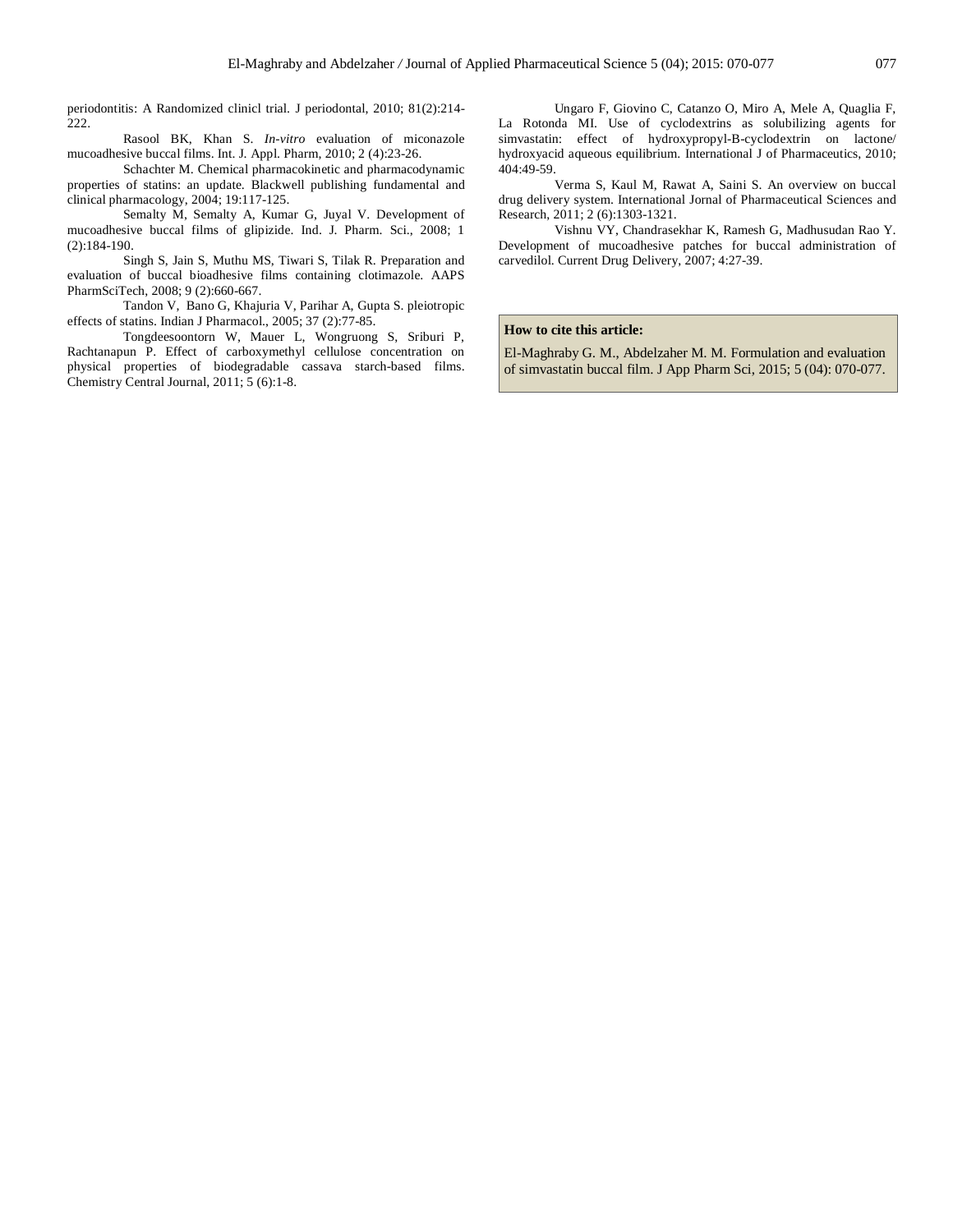periodontitis: A Randomized clinicl trial. J periodontal, 2010; 81(2):214-222.

Rasool BK, Khan S. *In-vitro* evaluation of miconazole mucoadhesive buccal films. Int. J. Appl. Pharm, 2010; 2 (4):23-26.

Schachter M. Chemical pharmacokinetic and pharmacodynamic properties of statins: an update. Blackwell publishing fundamental and clinical pharmacology, 2004; 19:117-125.

Semalty M, Semalty A, Kumar G, Juyal V. Development of mucoadhesive buccal films of glipizide. Ind. J. Pharm. Sci., 2008; 1 (2):184-190.

Singh S, Jain S, Muthu MS, Tiwari S, Tilak R. Preparation and evaluation of buccal bioadhesive films containing clotimazole. AAPS PharmSciTech, 2008; 9 (2):660-667.

Tandon V, Bano G, Khajuria V, Parihar A, Gupta S. pleiotropic effects of statins. Indian J Pharmacol., 2005; 37 (2):77-85.

Tongdeesoontorn W, Mauer L, Wongruong S, Sriburi P, Rachtanapun P. Effect of carboxymethyl cellulose concentration on physical properties of biodegradable cassava starch-based films. Chemistry Central Journal, 2011; 5 (6):1-8.

Ungaro F, Giovino C, Catanzo O, Miro A, Mele A, Quaglia F, La Rotonda MI. Use of cyclodextrins as solubilizing agents for simvastatin: effect of hydroxypropyl-B-cyclodextrin on lactone/ hydroxyacid aqueous equilibrium. International J of Pharmaceutics, 2010; 404:49-59.

Verma S, Kaul M, Rawat A, Saini S. An overview on buccal drug delivery system. International Jornal of Pharmaceutical Sciences and Research, 2011; 2 (6):1303-1321.

Vishnu VY, Chandrasekhar K, Ramesh G, Madhusudan Rao Y. Development of mucoadhesive patches for buccal administration of carvedilol. Current Drug Delivery, 2007; 4:27-39.

**How to cite this article:**

El-Maghraby G. M., Abdelzaher M. M. Formulation and evaluation of simvastatin buccal film. J App Pharm Sci, 2015; 5 (04): 070-077.